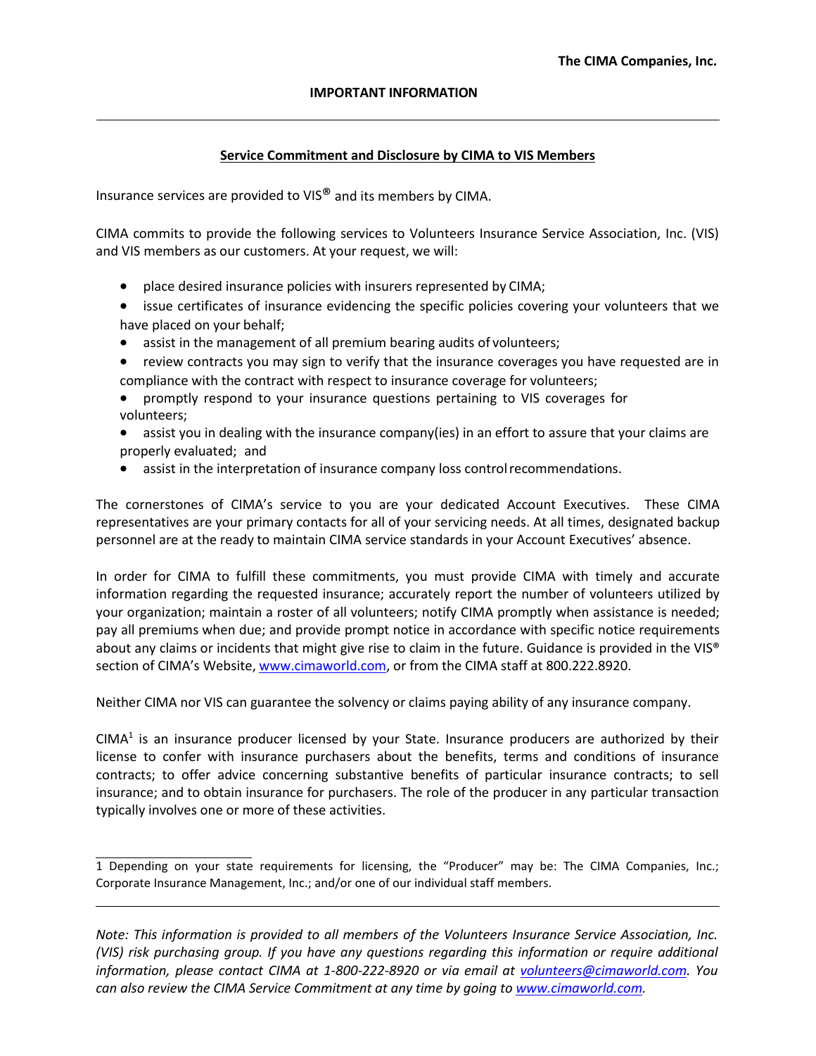**The CIMA Companies, Inc.**

**IMPORTANT INFORMATION**

---

## Service Commitment and Disclosure by CIMA to VIS Members

Insurance services are provided to VIS® and its members by CIMA.

CIMA commits to provide the following services to Volunteers Insurance Service Association, Inc. (VIS) and VIS members as our customers. At your request, we will:

- place desired insurance policies with insurers represented by CIMA;
- issue certificates of insurance evidencing the specific policies covering your volunteers that we have placed on your behalf;
- assist in the management of all premium bearing audits of volunteers;
- review contracts you may sign to verify that the insurance coverages you have requested are in compliance with the contract with respect to insurance coverage for volunteers;
- promptly respond to your insurance questions pertaining to VIS coverages for volunteers;
- assist you in dealing with the insurance company(ies) in an effort to assure that your claims are properly evaluated; and
- assist in the interpretation of insurance company loss control recommendations.

The cornerstones of CIMA's service to you are your dedicated Account Executives. These CIMA representatives are your primary contacts for all of your servicing needs. At all times, designated backup personnel are at the ready to maintain CIMA service standards in your Account Executives' absence.

In order for CIMA to fulfill these commitments, you must provide CIMA with timely and accurate information regarding the requested insurance; accurately report the number of volunteers utilized by your organization; maintain a roster of all volunteers; notify CIMA promptly when assistance is needed; pay all premiums when due; and provide prompt notice in accordance with specific notice requirements about any claims or incidents that might give rise to claim in the future. Guidance is provided in the VIS® section of CIMA's Website, www.cimaworld.com, or from the CIMA staff at 800.222.8920.

Neither CIMA nor VIS can guarantee the solvency or claims paying ability of any insurance company.

CIMA[1] is an insurance producer licensed by your State. Insurance producers are authorized by their license to confer with insurance purchasers about the benefits, terms and conditions of insurance contracts; to offer advice concerning substantive benefits of particular insurance contracts; to sell insurance; and to obtain insurance for purchasers. The role of the producer in any particular transaction typically involves one or more of these activities.

---

1 Depending on your state requirements for licensing, the "Producer" may be: The CIMA Companies, Inc.; Corporate Insurance Management, Inc.; and/or one of our individual staff members.

---

*Note: This information is provided to all members of the Volunteers Insurance Service Association, Inc. (VIS) risk purchasing group. If you have any questions regarding this information or require additional information, please contact CIMA at 1-800-222-8920 or via email at volunteers@cimaworld.com. You can also review the CIMA Service Commitment at any time by going to www.cimaworld.com.*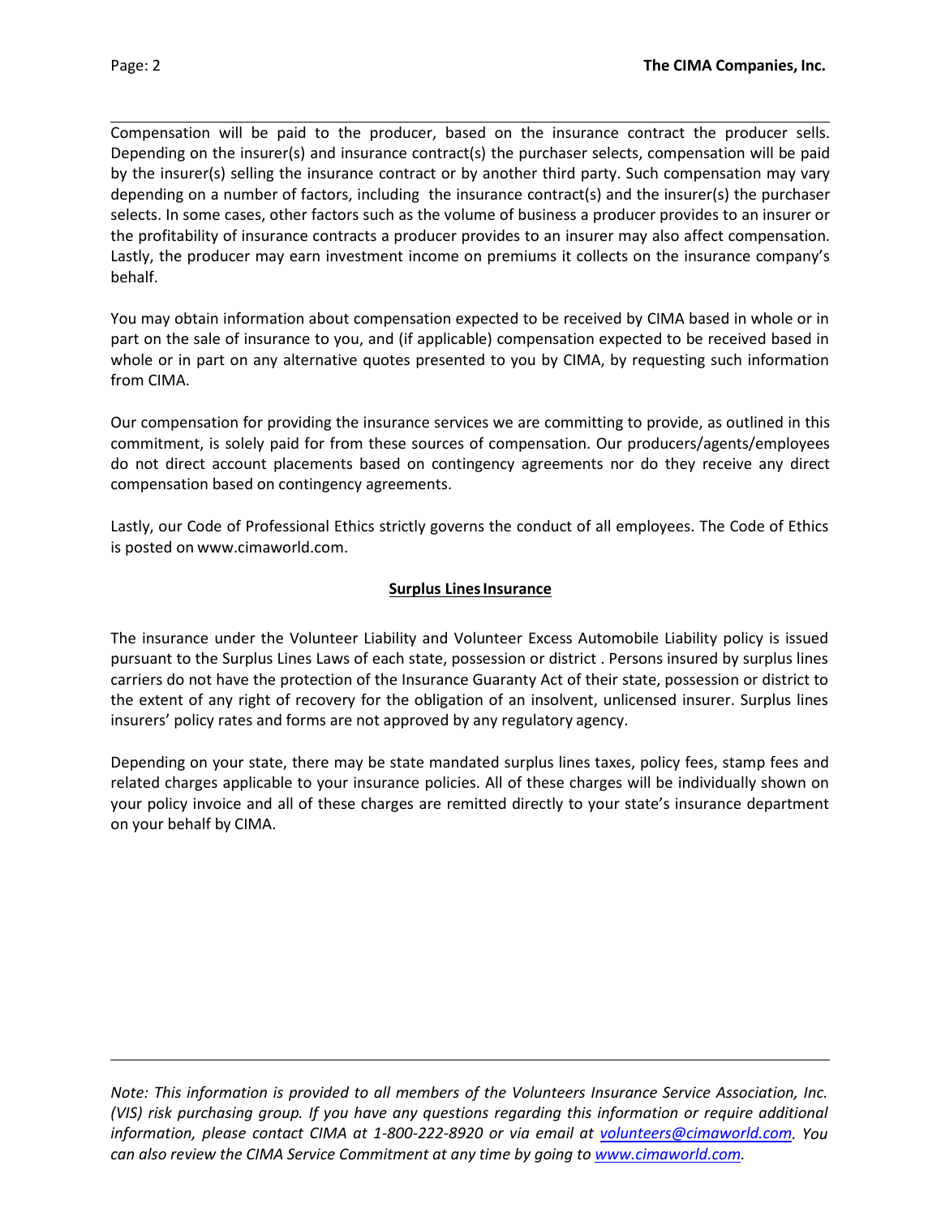Compensation will be paid to the producer, based on the insurance contract the producer sells. Depending on the insurer(s) and insurance contract(s) the purchaser selects, compensation will be paid by the insurer(s) selling the insurance contract or by another third party. Such compensation may vary depending on a number of factors, including the insurance contract(s) and the insurer(s) the purchaser selects. In some cases, other factors such as the volume of business a producer provides to an insurer or the profitability of insurance contracts a producer provides to an insurer may also affect compensation. Lastly, the producer may earn investment income on premiums it collects on the insurance company's behalf.

You may obtain information about compensation expected to be received by CIMA based in whole or in part on the sale of insurance to you, and (if applicable) compensation expected to be received based in whole or in part on any alternative quotes presented to you by CIMA, by requesting such information from CIMA.

Our compensation for providing the insurance services we are committing to provide, as outlined in this commitment, is solely paid for from these sources of compensation. Our producers/agents/employees do not direct account placements based on contingency agreements nor do they receive any direct compensation based on contingency agreements.

Lastly, our Code of Professional Ethics strictly governs the conduct of all employees. The Code of Ethics is posted on www.cimaworld.com.

## Surplus Lines Insurance

The insurance under the Volunteer Liability and Volunteer Excess Automobile Liability policy is issued pursuant to the Surplus Lines Laws of each state, possession or district . Persons insured by surplus lines carriers do not have the protection of the Insurance Guaranty Act of their state, possession or district to the extent of any right of recovery for the obligation of an insolvent, unlicensed insurer. Surplus lines insurers' policy rates and forms are not approved by any regulatory agency.

Depending on your state, there may be state mandated surplus lines taxes, policy fees, stamp fees and related charges applicable to your insurance policies. All of these charges will be individually shown on your policy invoice and all of these charges are remitted directly to your state's insurance department on your behalf by CIMA.

---

*Note: This information is provided to all members of the Volunteers Insurance Service Association, Inc. (VIS) risk purchasing group. If you have any questions regarding this information or require additional information, please contact CIMA at 1-800-222-8920 or via email at [volunteers@cimaworld.com](mailto:volunteers@cimaworld.com). You can also review the CIMA Service Commitment at any time by going to [www.cimaworld.com](http://www.cimaworld.com).*